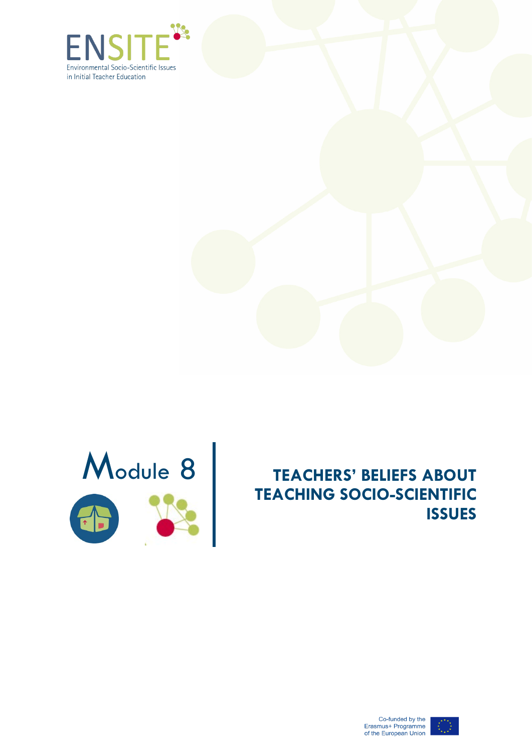ENSITE

Environmental Socio-Scientific Issues in Initial Teacher Education

# Module 8

## TEACHERS' BELIEFS ABOUT TEACHING SOCIO-SCIENTIFIC ISSUES

Co-funded by the Erasmus+ Programme of the European Union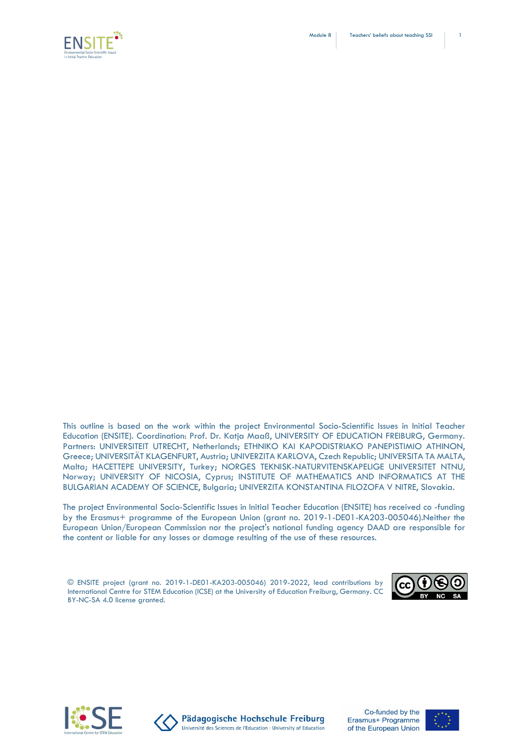This outline is based on the work within the project Environmental Socio-Scientific Issues in Initial Teacher Education (ENSITE). Coordination: Prof. Dr. Katja Maaß, UNIVERSITY OF EDUCATION FREIBURG, Germany. Partners: UNIVERSITEIT UTRECHT, Netherlands; ETHNIKO KAI KAPODISTRIAKO PANEPISTIMIO ATHINON, Greece; UNIVERSITÄT KLAGENFURT, Austria; UNIVERZITA KARLOVA, Czech Republic; UNIVERSITA TA MALTA, Malta; HACETTEPE UNIVERSITY, Turkey; NORGES TEKNISK-NATURVITENSKAPELIGE UNIVERSITET NTNU, Norway; UNIVERSITY OF NICOSIA, Cyprus; INSTITUTE OF MATHEMATICS AND INFORMATICS AT THE BULGARIAN ACADEMY OF SCIENCE, Bulgaria; UNIVERZITA KONSTANTINA FILOZOFA V NITRE, Slovakia.

The project Environmental Socio-Scientific Issues in Initial Teacher Education (ENSITE) has received co -funding by the Erasmus+ programme of the European Union (grant no. 2019-1-DE01-KA203-005046).Neither the European Union/European Commission nor the project's national funding agency DAAD are responsible for the content or liable for any losses or damage resulting of the use of these resources.

© ENSITE project (grant no. 2019-1-DE01-KA203-005046) 2019-2022, lead contributions by International Centre for STEM Education (ICSE) at the University of Education Freiburg, Germany. CC BY-NC-SA 4.0 license granted.

Co-funded by the Erasmus+ Programme of the European Union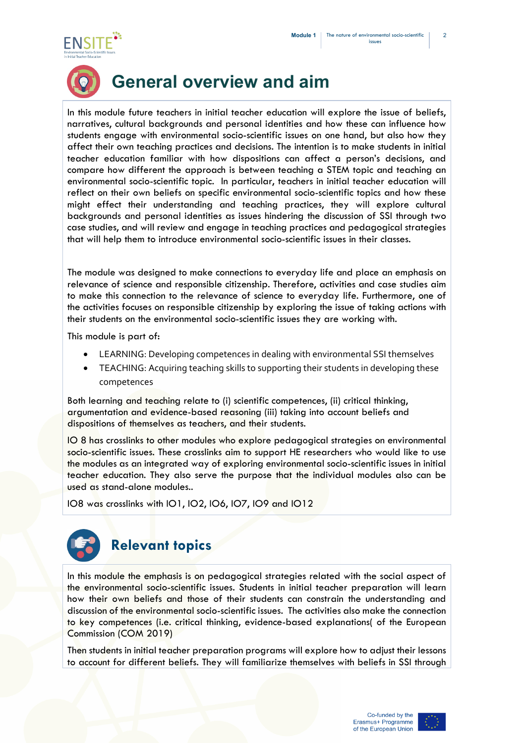# General overview and aim

In this module future teachers in initial teacher education will explore the issue of beliefs, narratives, cultural backgrounds and personal identities and how these can influence how students engage with environmental socio-scientific issues on one hand, but also how they affect their own teaching practices and decisions. The intention is to make students in initial teacher education familiar with how dispositions can affect a person's decisions, and compare how different the approach is between teaching a STEM topic and teaching an environmental socio-scientific topic. In particular, teachers in initial teacher education will reflect on their own beliefs on specific environmental socio-scientific topics and how these might effect their understanding and teaching practices, they will explore cultural backgrounds and personal identities as issues hindering the discussion of SSI through two case studies, and will review and engage in teaching practices and pedagogical strategies that will help them to introduce environmental socio-scientific issues in their classes.

The module was designed to make connections to everyday life and place an emphasis on relevance of science and responsible citizenship. Therefore, activities and case studies aim to make this connection to the relevance of science to everyday life. Furthermore, one of the activities focuses on responsible citizenship by exploring the issue of taking actions with their students on the environmental socio-scientific issues they are working with.

This module is part of:

- LEARNING: Developing competences in dealing with environmental SSI themselves
- TEACHING: Acquiring teaching skills to supporting their students in developing these competences

Both learning and teaching relate to (i) scientific competences, (ii) critical thinking, argumentation and evidence-based reasoning (iii) taking into account beliefs and dispositions of themselves as teachers, and their students.

IO 8 has crosslinks to other modules who explore pedagogical strategies on environmental socio-scientific issues. These crosslinks aim to support HE researchers who would like to use the modules as an integrated way of exploring environmental socio-scientific issues in initial teacher education. They also serve the purpose that the individual modules also can be used as stand-alone modules..

IO8 was crosslinks with IO1, IO2, IO6, IO7, IO9 and IO12

# Relevant topics

In this module the emphasis is on pedagogical strategies related with the social aspect of the environmental socio-scientific issues. Students in initial teacher preparation will learn how their own beliefs and those of their students can constrain the understanding and discussion of the environmental socio-scientific issues. The activities also make the connection to key competences (i.e. critical thinking, evidence-based explanations( of the European Commission (COM 2019)

Then students in initial teacher preparation programs will explore how to adjust their lessons to account for different beliefs. They will familiarize themselves with beliefs in SSI through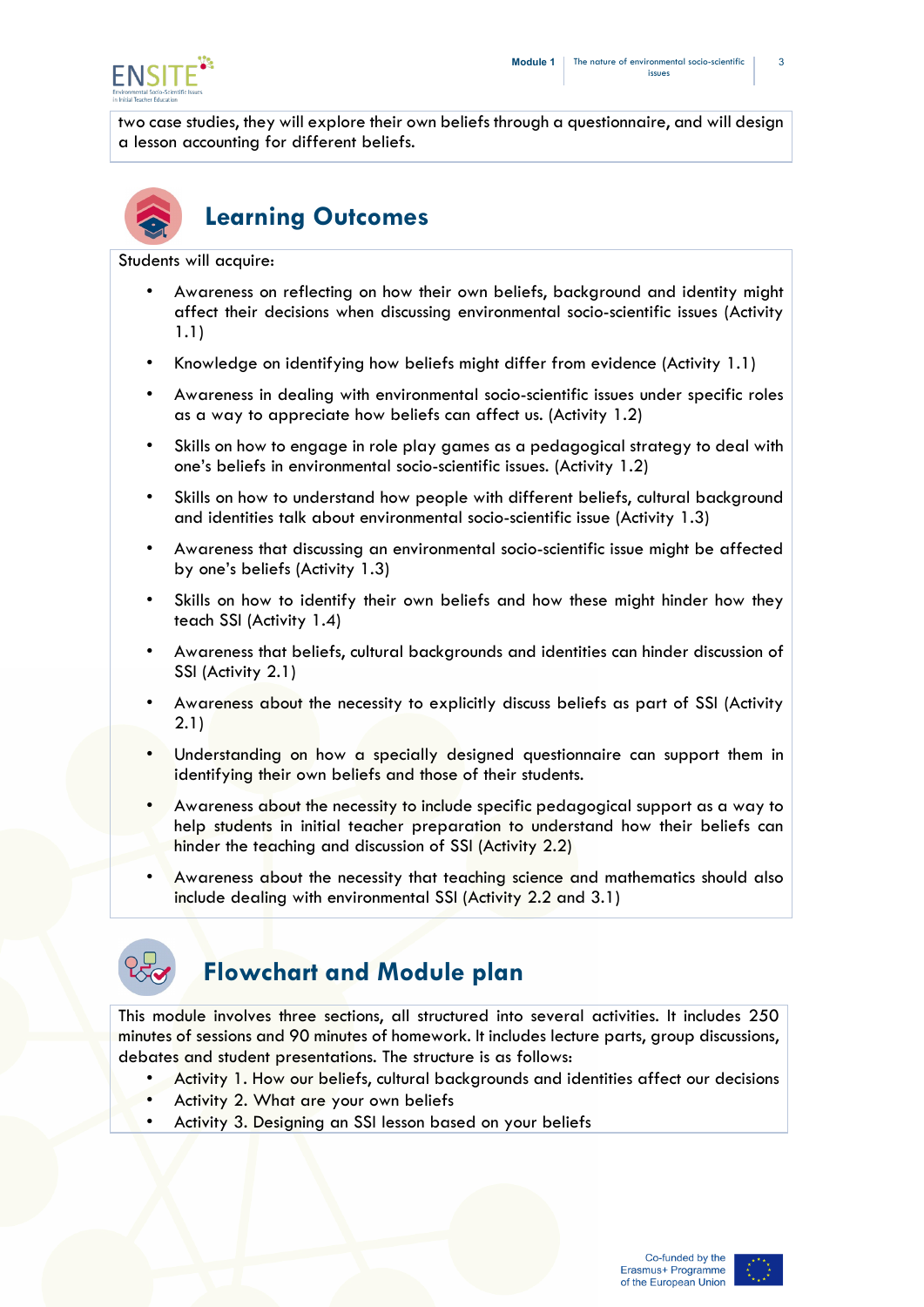two case studies, they will explore their own beliefs through a questionnaire, and will design a lesson accounting for different beliefs.

## Learning Outcomes

Students will acquire:

- Awareness on reflecting on how their own beliefs, background and identity might affect their decisions when discussing environmental socio-scientific issues (Activity 1.1)
- Knowledge on identifying how beliefs might differ from evidence (Activity 1.1)
- Awareness in dealing with environmental socio-scientific issues under specific roles as a way to appreciate how beliefs can affect us. (Activity 1.2)
- Skills on how to engage in role play games as a pedagogical strategy to deal with one's beliefs in environmental socio-scientific issues. (Activity 1.2)
- Skills on how to understand how people with different beliefs, cultural background and identities talk about environmental socio-scientific issue (Activity 1.3)
- Awareness that discussing an environmental socio-scientific issue might be affected by one's beliefs (Activity 1.3)
- Skills on how to identify their own beliefs and how these might hinder how they teach SSI (Activity 1.4)
- Awareness that beliefs, cultural backgrounds and identities can hinder discussion of SSI (Activity 2.1)
- Awareness about the necessity to explicitly discuss beliefs as part of SSI (Activity 2.1)
- Understanding on how a specially designed questionnaire can support them in identifying their own beliefs and those of their students.
- Awareness about the necessity to include specific pedagogical support as a way to help students in initial teacher preparation to understand how their beliefs can hinder the teaching and discussion of SSI (Activity 2.2)
- Awareness about the necessity that teaching science and mathematics should also include dealing with environmental SSI (Activity 2.2 and 3.1)

## Flowchart and Module plan

This module involves three sections, all structured into several activities. It includes 250 minutes of sessions and 90 minutes of homework. It includes lecture parts, group discussions, debates and student presentations. The structure is as follows:

- Activity 1. How our beliefs, cultural backgrounds and identities affect our decisions
- Activity 2. What are your own beliefs
- Activity 3. Designing an SSI lesson based on your beliefs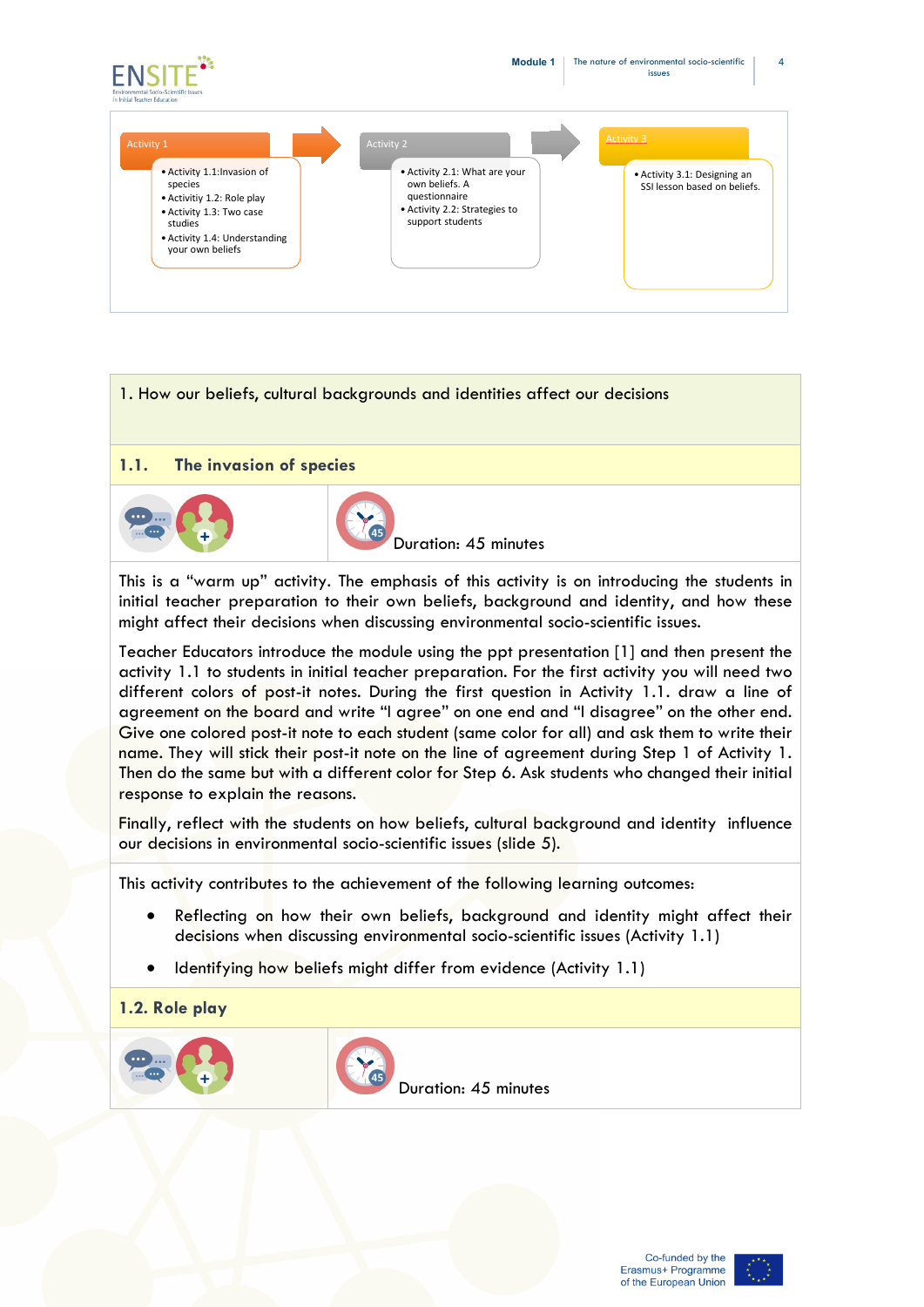Activity 1

- Activity 1.1:Invasion of species
- Activitiy 1.2: Role play
- Activity 1.3: Two case studies
- Activity 1.4: Understanding your own beliefs

Activity 2

- Activity 2.1: What are your own beliefs. A questionnaire
- Activity 2.2: Strategies to support students

Activity 3

- Activity 3.1: Designing an SSI lesson based on beliefs.

## 1. How our beliefs, cultural backgrounds and identities affect our decisions

### 1.1. The invasion of species

Duration: 45 minutes

This is a "warm up" activity. The emphasis of this activity is on introducing the students in initial teacher preparation to their own beliefs, background and identity, and how these might affect their decisions when discussing environmental socio-scientific issues.

Teacher Educators introduce the module using the ppt presentation [1] and then present the activity 1.1 to students in initial teacher preparation. For the first activity you will need two different colors of post-it notes. During the first question in Activity 1.1. draw a line of agreement on the board and write "I agree" on one end and "I disagree" on the other end. Give one colored post-it note to each student (same color for all) and ask them to write their name. They will stick their post-it note on the line of agreement during Step 1 of Activity 1. Then do the same but with a different color for Step 6. Ask students who changed their initial response to explain the reasons.

Finally, reflect with the students on how beliefs, cultural background and identity influence our decisions in environmental socio-scientific issues (slide 5).

This activity contributes to the achievement of the following learning outcomes:

- Reflecting on how their own beliefs, background and identity might affect their decisions when discussing environmental socio-scientific issues (Activity 1.1)
- Identifying how beliefs might differ from evidence (Activity 1.1)

### 1.2. Role play

Duration: 45 minutes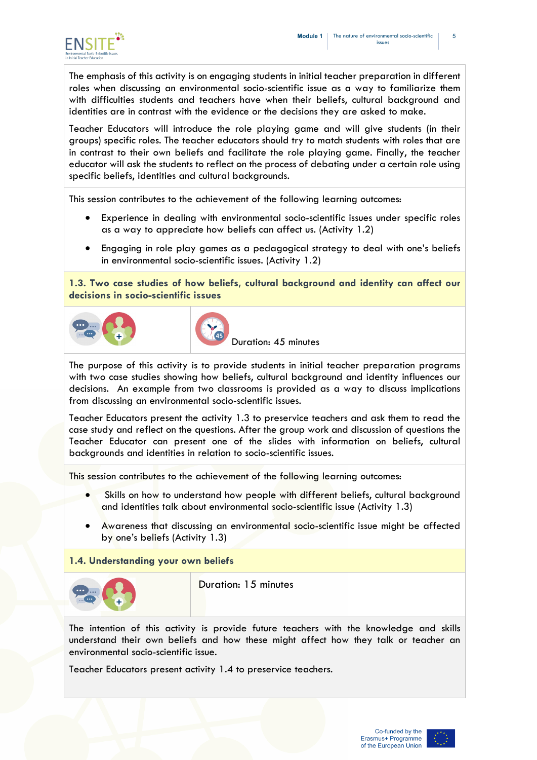The emphasis of this activity is on engaging students in initial teacher preparation in different roles when discussing an environmental socio-scientific issue as a way to familiarize them with difficulties students and teachers have when their beliefs, cultural background and identities are in contrast with the evidence or the decisions they are asked to make.

Teacher Educators will introduce the role playing game and will give students (in their groups) specific roles. The teacher educators should try to match students with roles that are in contrast to their own beliefs and facilitate the role playing game. Finally, the teacher educator will ask the students to reflect on the process of debating under a certain role using specific beliefs, identities and cultural backgrounds.

This session contributes to the achievement of the following learning outcomes:

- Experience in dealing with environmental socio-scientific issues under specific roles as a way to appreciate how beliefs can affect us. (Activity 1.2)
- Engaging in role play games as a pedagogical strategy to deal with one's beliefs in environmental socio-scientific issues. (Activity 1.2)

### 1.3. Two case studies of how beliefs, cultural background and identity can affect our decisions in socio-scientific issues

Duration: 45 minutes

The purpose of this activity is to provide students in initial teacher preparation programs with two case studies showing how beliefs, cultural background and identity influences our decisions. An example from two classrooms is provided as a way to discuss implications from discussing an environmental socio-scientific issues.

Teacher Educators present the activity 1.3 to preservice teachers and ask them to read the case study and reflect on the questions. After the group work and discussion of questions the Teacher Educator can present one of the slides with information on beliefs, cultural backgrounds and identities in relation to socio-scientific issues.

This session contributes to the achievement of the following learning outcomes:

- Skills on how to understand how people with different beliefs, cultural background and identities talk about environmental socio-scientific issue (Activity 1.3)
- Awareness that discussing an environmental socio-scientific issue might be affected by one's beliefs (Activity 1.3)

### 1.4. Understanding your own beliefs

Duration: 15 minutes

The intention of this activity is provide future teachers with the knowledge and skills understand their own beliefs and how these might affect how they talk or teacher an environmental socio-scientific issue.

Teacher Educators present activity 1.4 to preservice teachers.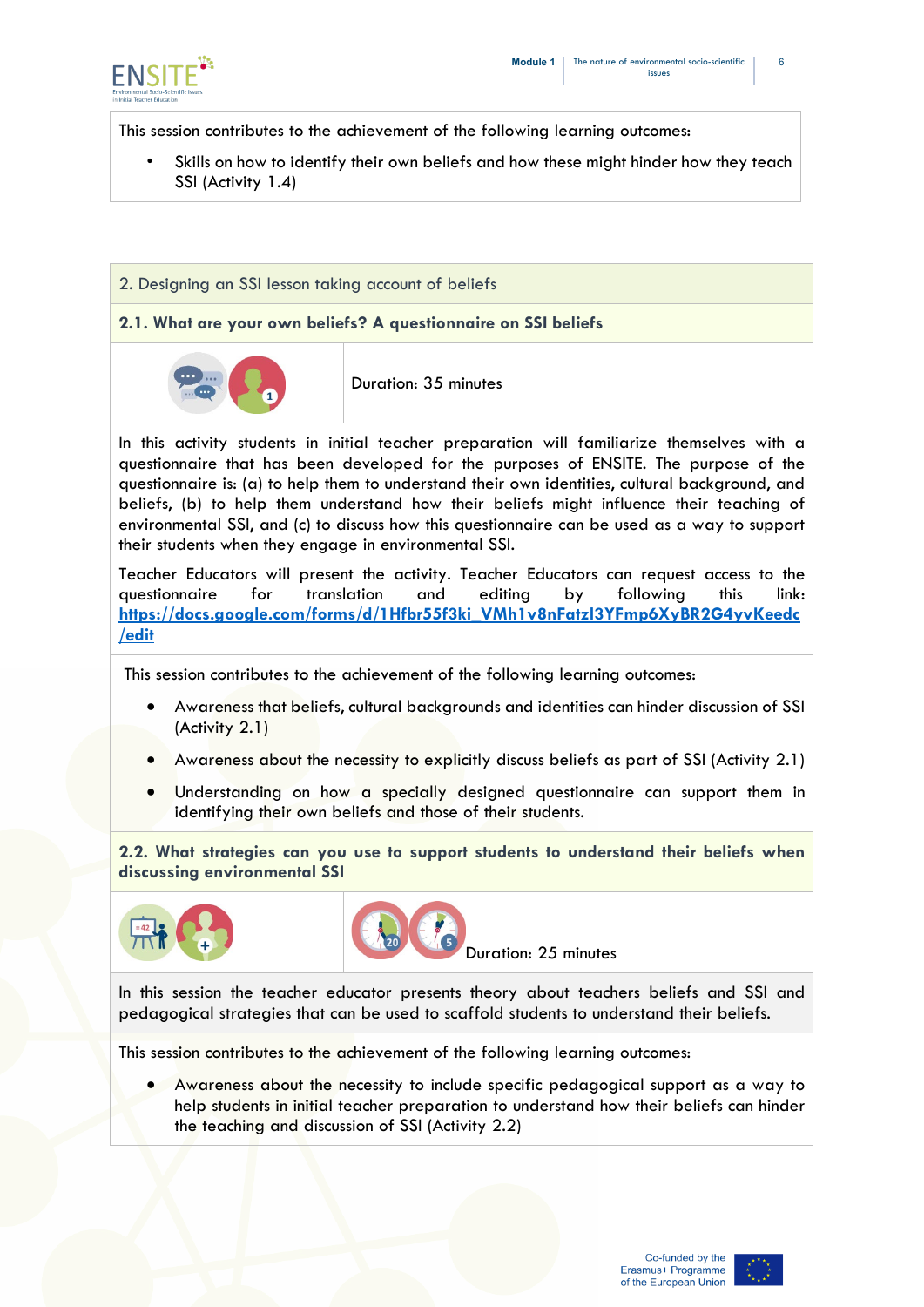This session contributes to the achievement of the following learning outcomes:

- Skills on how to identify their own beliefs and how these might hinder how they teach SSI (Activity 1.4)

## 2. Designing an SSI lesson taking account of beliefs

### 2.1. What are your own beliefs? A questionnaire on SSI beliefs

Duration: 35 minutes

In this activity students in initial teacher preparation will familiarize themselves with a questionnaire that has been developed for the purposes of ENSITE. The purpose of the questionnaire is: (a) to help them to understand their own identities, cultural background, and beliefs, (b) to help them understand how their beliefs might influence their teaching of environmental SSI, and (c) to discuss how this questionnaire can be used as a way to support their students when they engage in environmental SSI.

Teacher Educators will present the activity. Teacher Educators can request access to the questionnaire for translation and editing by following this link: https://docs.google.com/forms/d/1Hfbr55f3ki_VMh1v8nFatzl3YFmp6XyBR2G4yvKeedc/edit

This session contributes to the achievement of the following learning outcomes:

- Awareness that beliefs, cultural backgrounds and identities can hinder discussion of SSI (Activity 2.1)
- Awareness about the necessity to explicitly discuss beliefs as part of SSI (Activity 2.1)
- Understanding on how a specially designed questionnaire can support them in identifying their own beliefs and those of their students.

### 2.2. What strategies can you use to support students to understand their beliefs when discussing environmental SSI

Duration: 25 minutes

In this session the teacher educator presents theory about teachers beliefs and SSI and pedagogical strategies that can be used to scaffold students to understand their beliefs.

This session contributes to the achievement of the following learning outcomes:

- Awareness about the necessity to include specific pedagogical support as a way to help students in initial teacher preparation to understand how their beliefs can hinder the teaching and discussion of SSI (Activity 2.2)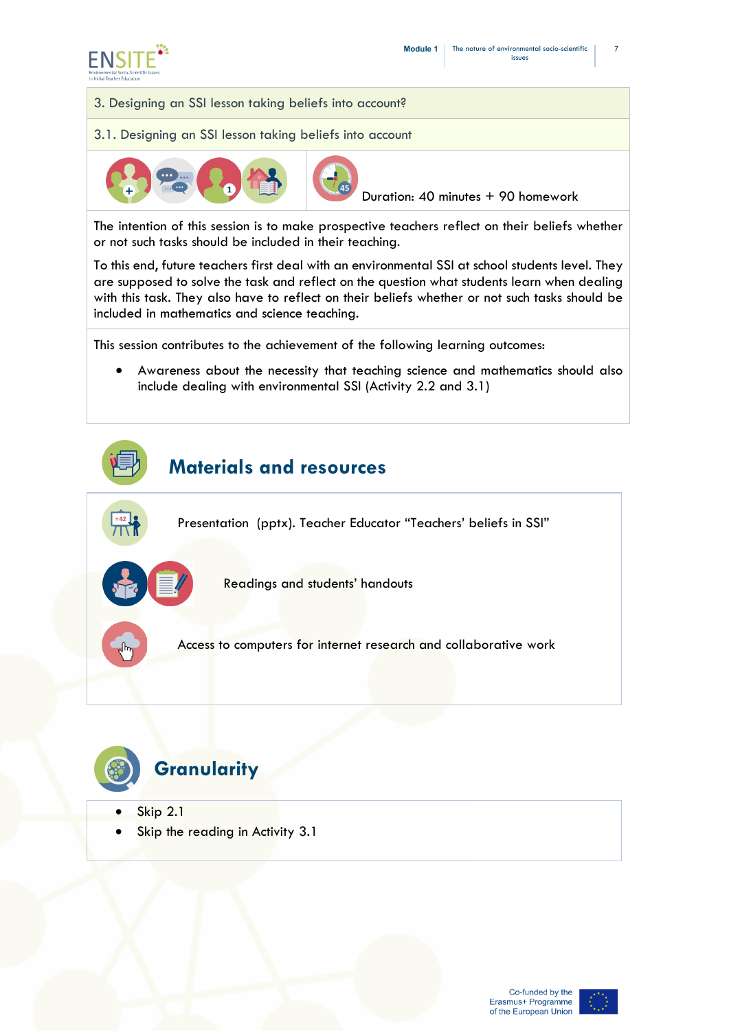## 3. Designing an SSI lesson taking beliefs into account?

### 3.1. Designing an SSI lesson taking beliefs into account

Duration: 40 minutes + 90 homework

The intention of this session is to make prospective teachers reflect on their beliefs whether or not such tasks should be included in their teaching.

To this end, future teachers first deal with an environmental SSI at school students level. They are supposed to solve the task and reflect on the question what students learn when dealing with this task. They also have to reflect on their beliefs whether or not such tasks should be included in mathematics and science teaching.

This session contributes to the achievement of the following learning outcomes:

- Awareness about the necessity that teaching science and mathematics should also include dealing with environmental SSI (Activity 2.2 and 3.1)

## Materials and resources

Presentation (pptx). Teacher Educator "Teachers' beliefs in SSI"

Readings and students' handouts

Access to computers for internet research and collaborative work

## Granularity

- Skip 2.1
- Skip the reading in Activity 3.1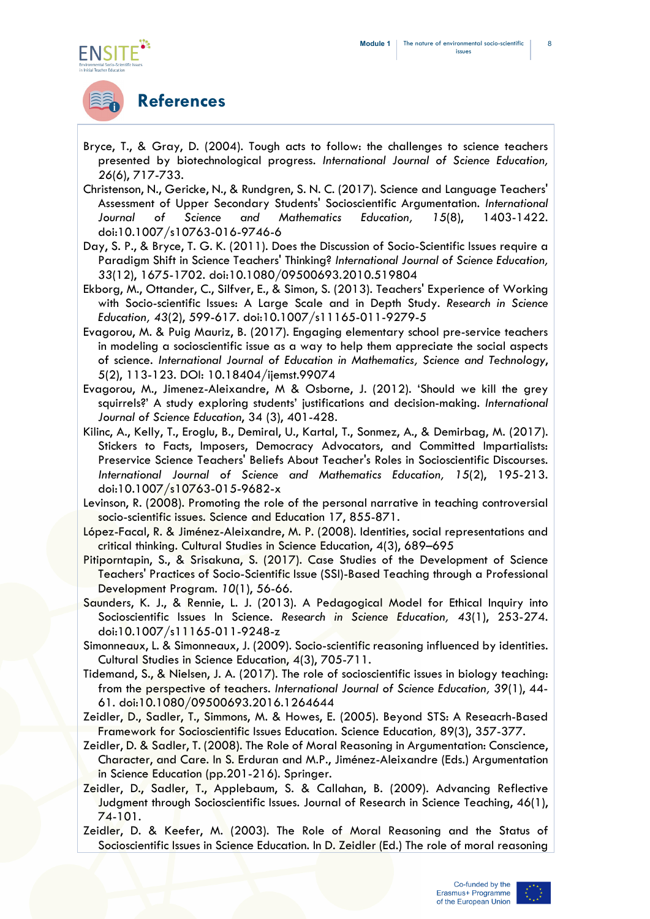# References

Bryce, T., & Gray, D. (2004). Tough acts to follow: the challenges to science teachers presented by biotechnological progress. *International Journal of Science Education, 26*(6), 717-733.

Christenson, N., Gericke, N., & Rundgren, S. N. C. (2017). Science and Language Teachers' Assessment of Upper Secondary Students' Socioscientific Argumentation. *International Journal of Science and Mathematics Education, 15*(8), 1403-1422. doi:10.1007/s10763-016-9746-6

Day, S. P., & Bryce, T. G. K. (2011). Does the Discussion of Socio-Scientific Issues require a Paradigm Shift in Science Teachers' Thinking? *International Journal of Science Education, 33*(12), 1675-1702. doi:10.1080/09500693.2010.519804

Ekborg, M., Ottander, C., Silfver, E., & Simon, S. (2013). Teachers' Experience of Working with Socio-scientific Issues: A Large Scale and in Depth Study. *Research in Science Education, 43*(2), 599-617. doi:10.1007/s11165-011-9279-5

Evagorou, M. & Puig Mauriz, B. (2017). Engaging elementary school pre-service teachers in modeling a socioscientific issue as a way to help them appreciate the social aspects of science. *International Journal of Education in Mathematics, Science and Technology*, 5(2), 113-123. DOI: 10.18404/ijemst.99074

Evagorou, M., Jimenez-Aleixandre, M & Osborne, J. (2012). 'Should we kill the grey squirrels?' A study exploring students' justifications and decision-making. *International Journal of Science Education*, 34 (3), 401-428.

Kilinc, A., Kelly, T., Eroglu, B., Demiral, U., Kartal, T., Sonmez, A., & Demirbag, M. (2017). Stickers to Facts, Imposers, Democracy Advocators, and Committed Impartialists: Preservice Science Teachers' Beliefs About Teacher's Roles in Socioscientific Discourses. *International Journal of Science and Mathematics Education, 15*(2), 195-213. doi:10.1007/s10763-015-9682-x

Levinson, R. (2008). Promoting the role of the personal narrative in teaching controversial socio-scientific issues. Science and Education 17, 855-871.

López-Facal, R. & Jiménez-Aleixandre, M. P. (2008). Identities, social representations and critical thinking. Cultural Studies in Science Education, 4(3), 689–695

Pitiporntapin, S., & Srisakuna, S. (2017). Case Studies of the Development of Science Teachers' Practices of Socio-Scientific Issue (SSI)-Based Teaching through a Professional Development Program. *10*(1), 56-66.

Saunders, K. J., & Rennie, L. J. (2013). A Pedagogical Model for Ethical Inquiry into Socioscientific Issues In Science. *Research in Science Education, 43*(1), 253-274. doi:10.1007/s11165-011-9248-z

Simonneaux, L. & Simonneaux, J. (2009). Socio-scientific reasoning influenced by identities. Cultural Studies in Science Education, 4(3), 705-711.

Tidemand, S., & Nielsen, J. A. (2017). The role of socioscientific issues in biology teaching: from the perspective of teachers. *International Journal of Science Education, 39*(1), 44-61. doi:10.1080/09500693.2016.1264644

Zeidler, D., Sadler, T., Simmons, M. & Howes, E. (2005). Beyond STS: A Reseacrh-Based Framework for Socioscientific Issues Education. Science Education*,* 89(3), 357-377.

Zeidler, D. & Sadler, T. (2008). The Role of Moral Reasoning in Argumentation: Conscience, Character, and Care. In S. Erduran and M.P., Jiménez-Aleixandre (Eds.) Argumentation in Science Education (pp.201-216). Springer.

Zeidler, D., Sadler, T., Applebaum, S. & Callahan, B. (2009). Advancing Reflective Judgment through Socioscientific Issues. Journal of Research in Science Teaching, 46(1), 74-101.

Zeidler, D. & Keefer, M. (2003). The Role of Moral Reasoning and the Status of Socioscientific Issues in Science Education. In D. Zeidler (Ed.) The role of moral reasoning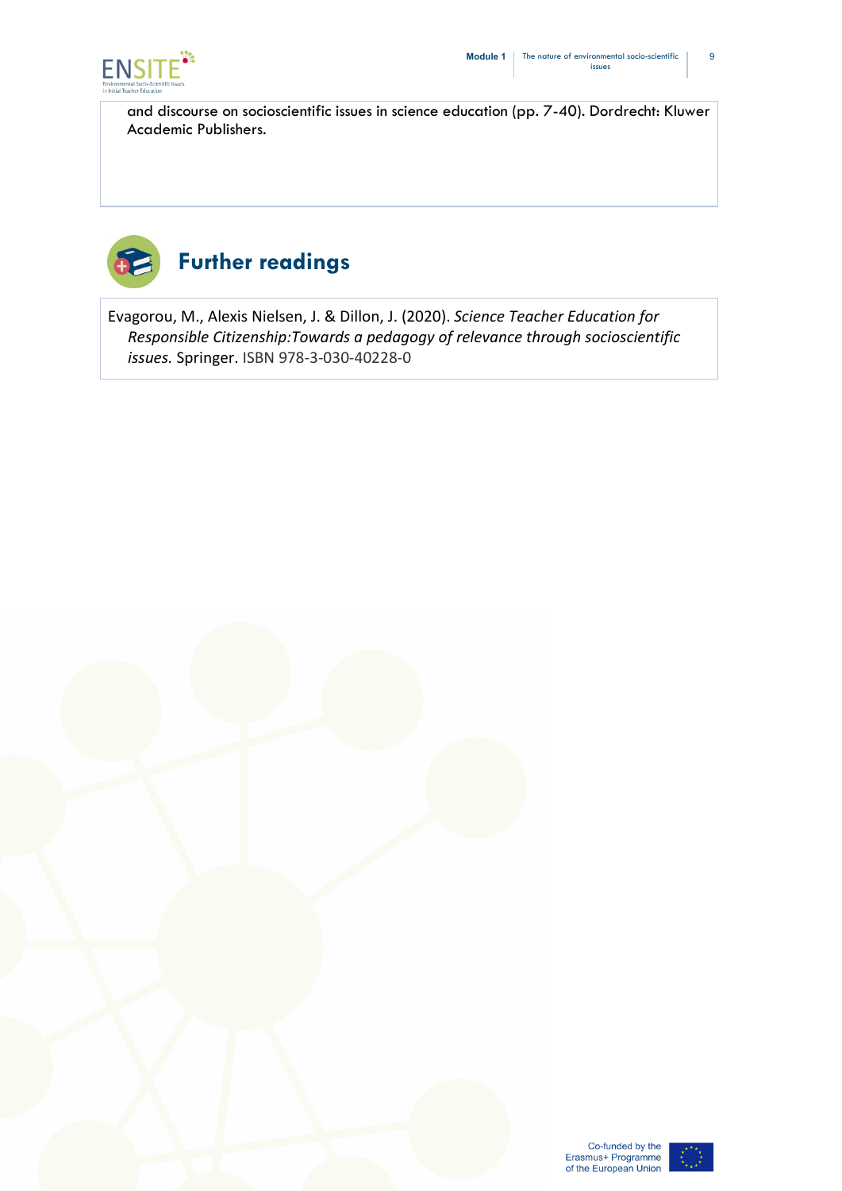and discourse on socioscientific issues in science education (pp. 7-40). Dordrecht: Kluwer Academic Publishers.

## Further readings

Evagorou, M., Alexis Nielsen, J. & Dillon, J. (2020). *Science Teacher Education for Responsible Citizenship:Towards a pedagogy of relevance through socioscientific issues.* Springer. ISBN 978-3-030-40228-0